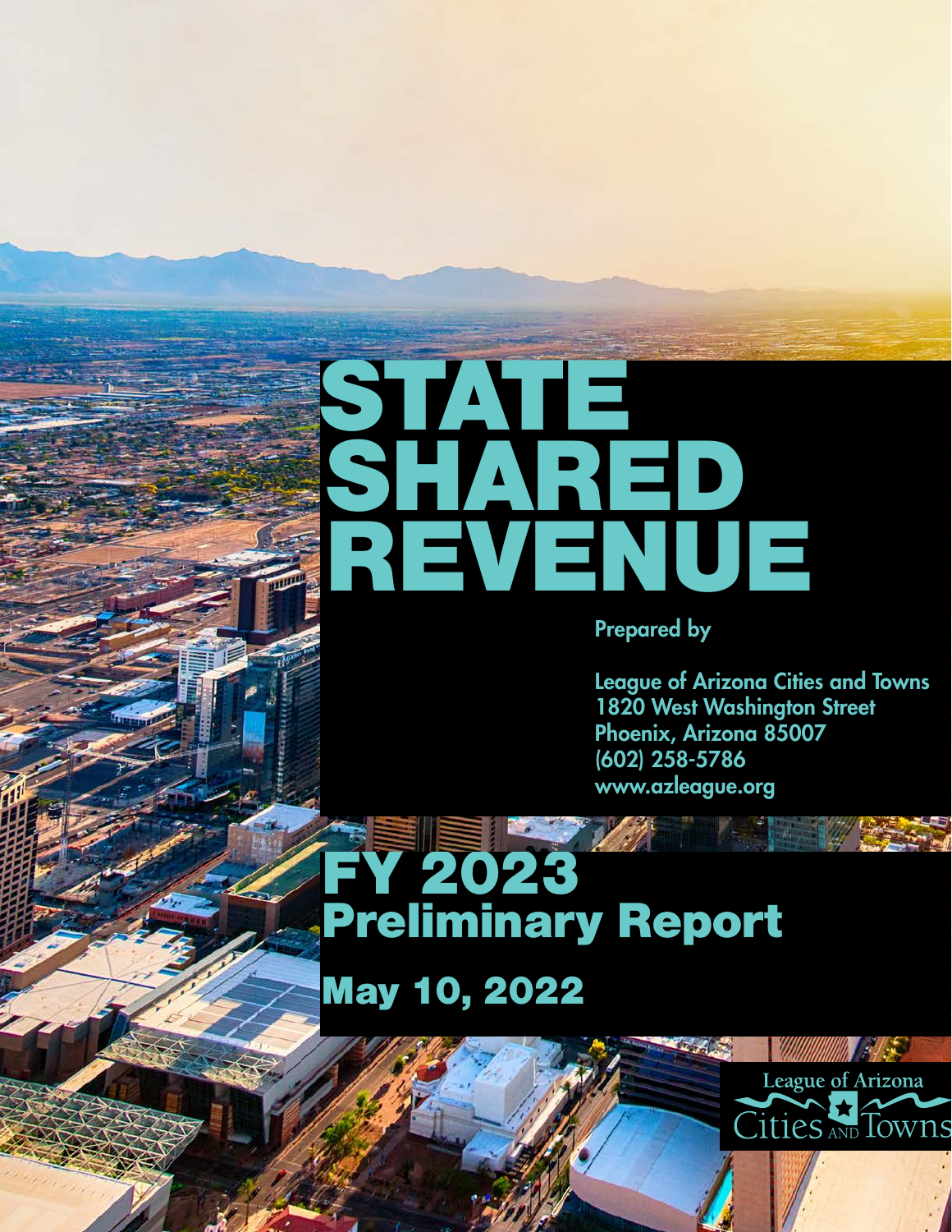# STATE SHARED REVENUE

Prepared by

League of Arizona Cities and Towns
1820 West Washington Street
Phoenix, Arizona 85007
(602) 258-5786
www.azleague.org

## FY 2023
## Preliminary Report

**May 10, 2022**

League of Arizona Cities AND Towns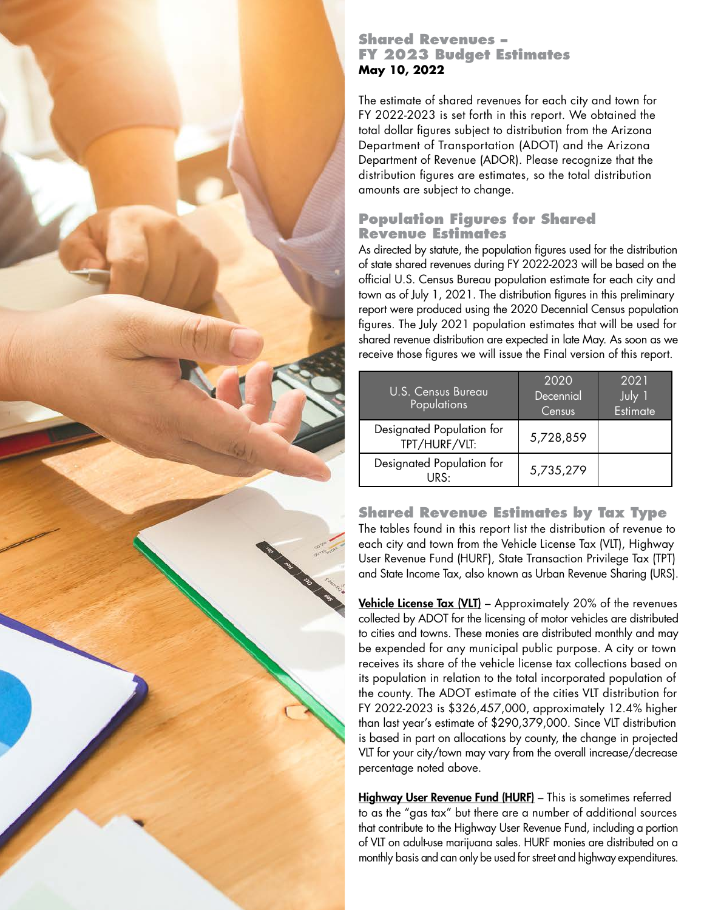## Shared Revenues – FY 2023 Budget Estimates

**May 10, 2022**

The estimate of shared revenues for each city and town for FY 2022-2023 is set forth in this report. We obtained the total dollar figures subject to distribution from the Arizona Department of Transportation (ADOT) and the Arizona Department of Revenue (ADOR). Please recognize that the distribution figures are estimates, so the total distribution amounts are subject to change.

## Population Figures for Shared Revenue Estimates

As directed by statute, the population figures used for the distribution of state shared revenues during FY 2022-2023 will be based on the official U.S. Census Bureau population estimate for each city and town as of July 1, 2021. The distribution figures in this preliminary report were produced using the 2020 Decennial Census population figures. The July 2021 population estimates that will be used for shared revenue distribution are expected in late May. As soon as we receive those figures we will issue the Final version of this report.

| U.S. Census Bureau Populations | 2020 Decennial Census | 2021 July 1 Estimate |
|---|---|---|
| Designated Population for TPT/HURF/VLT: | 5,728,859 | |
| Designated Population for URS: | 5,735,279 | |

## Shared Revenue Estimates by Tax Type

The tables found in this report list the distribution of revenue to each city and town from the Vehicle License Tax (VLT), Highway User Revenue Fund (HURF), State Transaction Privilege Tax (TPT) and State Income Tax, also known as Urban Revenue Sharing (URS).

**Vehicle License Tax (VLT)** – Approximately 20% of the revenues collected by ADOT for the licensing of motor vehicles are distributed to cities and towns. These monies are distributed monthly and may be expended for any municipal public purpose. A city or town receives its share of the vehicle license tax collections based on its population in relation to the total incorporated population of the county. The ADOT estimate of the cities VLT distribution for FY 2022-2023 is $326,457,000, approximately 12.4% higher than last year's estimate of $290,379,000. Since VLT distribution is based in part on allocations by county, the change in projected VLT for your city/town may vary from the overall increase/decrease percentage noted above.

**Highway User Revenue Fund (HURF)** – This is sometimes referred to as the "gas tax" but there are a number of additional sources that contribute to the Highway User Revenue Fund, including a portion of VLT on adult-use marijuana sales. HURF monies are distributed on a monthly basis and can only be used for street and highway expenditures.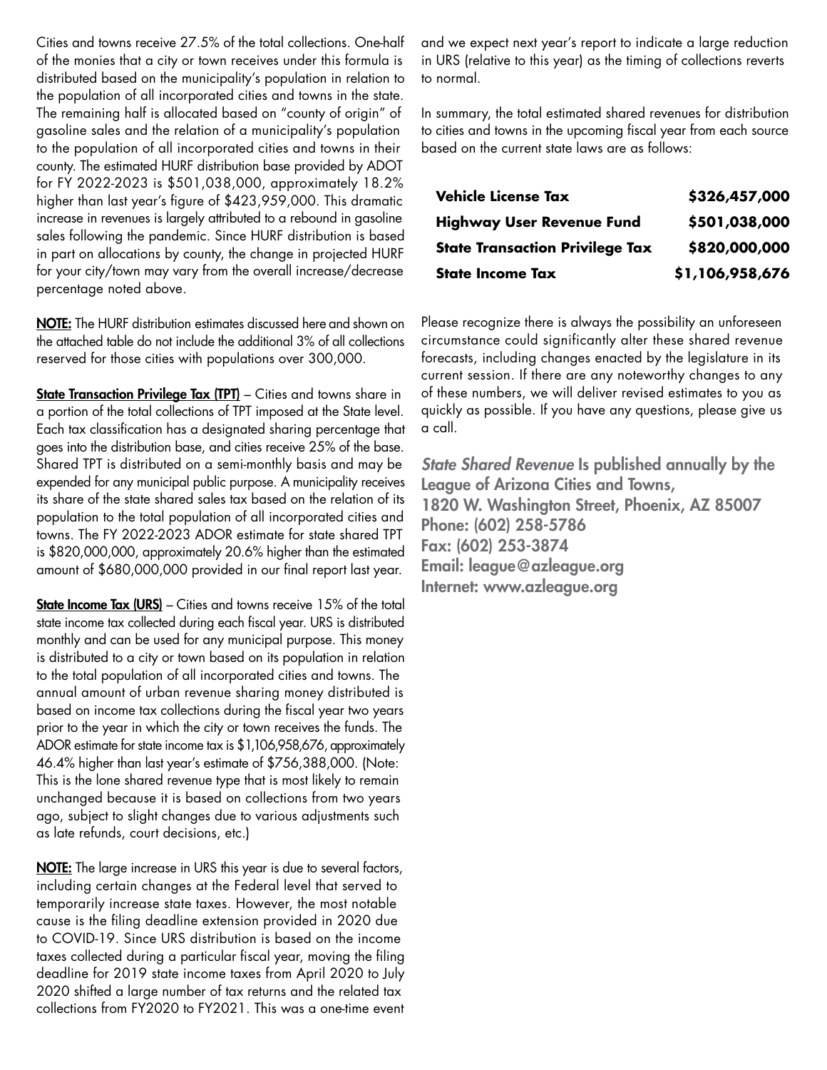Cities and towns receive 27.5% of the total collections. One-half of the monies that a city or town receives under this formula is distributed based on the municipality's population in relation to the population of all incorporated cities and towns in the state. The remaining half is allocated based on "county of origin" of gasoline sales and the relation of a municipality's population to the population of all incorporated cities and towns in their county. The estimated HURF distribution base provided by ADOT for FY 2022-2023 is $501,038,000, approximately 18.2% higher than last year's figure of $423,959,000. This dramatic increase in revenues is largely attributed to a rebound in gasoline sales following the pandemic. Since HURF distribution is based in part on allocations by county, the change in projected HURF for your city/town may vary from the overall increase/decrease percentage noted above.

**NOTE:** The HURF distribution estimates discussed here and shown on the attached table do not include the additional 3% of all collections reserved for those cities with populations over 300,000.

**State Transaction Privilege Tax (TPT)** – Cities and towns share in a portion of the total collections of TPT imposed at the State level. Each tax classification has a designated sharing percentage that goes into the distribution base, and cities receive 25% of the base. Shared TPT is distributed on a semi-monthly basis and may be expended for any municipal public purpose. A municipality receives its share of the state shared sales tax based on the relation of its population to the total population of all incorporated cities and towns. The FY 2022-2023 ADOR estimate for state shared TPT is $820,000,000, approximately 20.6% higher than the estimated amount of $680,000,000 provided in our final report last year.

**State Income Tax (URS)** – Cities and towns receive 15% of the total state income tax collected during each fiscal year. URS is distributed monthly and can be used for any municipal purpose. This money is distributed to a city or town based on its population in relation to the total population of all incorporated cities and towns. The annual amount of urban revenue sharing money distributed is based on income tax collections during the fiscal year two years prior to the year in which the city or town receives the funds. The ADOR estimate for state income tax is $1,106,958,676, approximately 46.4% higher than last year's estimate of $756,388,000. (Note: This is the lone shared revenue type that is most likely to remain unchanged because it is based on collections from two years ago, subject to slight changes due to various adjustments such as late refunds, court decisions, etc.)

**NOTE:** The large increase in URS this year is due to several factors, including certain changes at the Federal level that served to temporarily increase state taxes. However, the most notable cause is the filing deadline extension provided in 2020 due to COVID-19. Since URS distribution is based on the income taxes collected during a particular fiscal year, moving the filing deadline for 2019 state income taxes from April 2020 to July 2020 shifted a large number of tax returns and the related tax collections from FY2020 to FY2021. This was a one-time event and we expect next year's report to indicate a large reduction in URS (relative to this year) as the timing of collections reverts to normal.

In summary, the total estimated shared revenues for distribution to cities and towns in the upcoming fiscal year from each source based on the current state laws are as follows:

| | |
|---|---|
| **Vehicle License Tax** | **$326,457,000** |
| **Highway User Revenue Fund** | **$501,038,000** |
| **State Transaction Privilege Tax** | **$820,000,000** |
| **State Income Tax** | **$1,106,958,676** |

Please recognize there is always the possibility an unforeseen circumstance could significantly alter these shared revenue forecasts, including changes enacted by the legislature in its current session. If there are any noteworthy changes to any of these numbers, we will deliver revised estimates to you as quickly as possible. If you have any questions, please give us a call.

***State Shared Revenue*** **Is published annually by the League of Arizona Cities and Towns,**
**1820 W. Washington Street, Phoenix, AZ 85007**
**Phone: (602) 258-5786**
**Fax: (602) 253-3874**
**Email: league@azleague.org**
**Internet: www.azleague.org**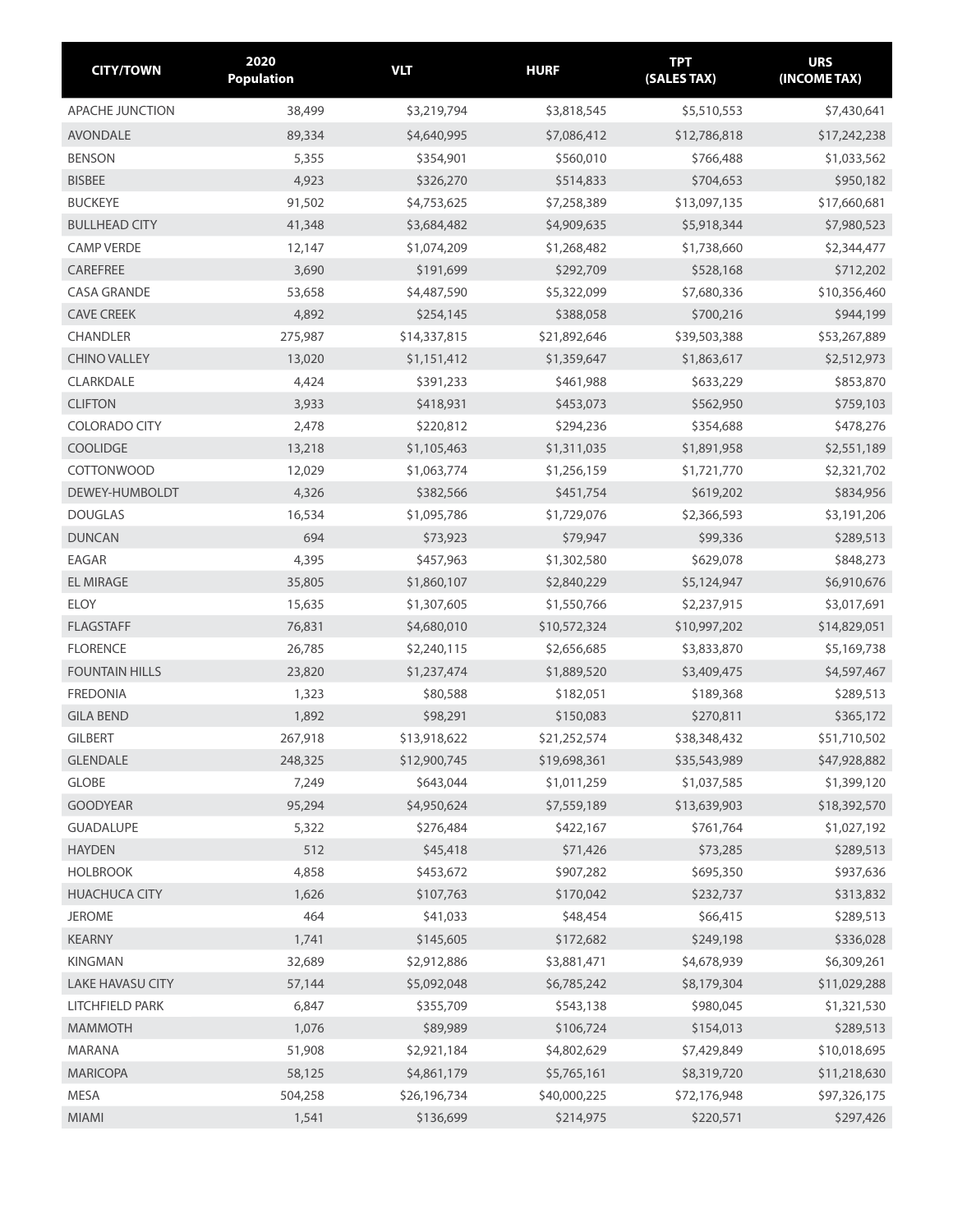| CITY/TOWN | 2020 Population | VLT | HURF | TPT (SALES TAX) | URS (INCOME TAX) |
|---|---|---|---|---|---|
| APACHE JUNCTION | 38,499 | $3,219,794 | $3,818,545 | $5,510,553 | $7,430,641 |
| AVONDALE | 89,334 | $4,640,995 | $7,086,412 | $12,786,818 | $17,242,238 |
| BENSON | 5,355 | $354,901 | $560,010 | $766,488 | $1,033,562 |
| BISBEE | 4,923 | $326,270 | $514,833 | $704,653 | $950,182 |
| BUCKEYE | 91,502 | $4,753,625 | $7,258,389 | $13,097,135 | $17,660,681 |
| BULLHEAD CITY | 41,348 | $3,684,482 | $4,909,635 | $5,918,344 | $7,980,523 |
| CAMP VERDE | 12,147 | $1,074,209 | $1,268,482 | $1,738,660 | $2,344,477 |
| CAREFREE | 3,690 | $191,699 | $292,709 | $528,168 | $712,202 |
| CASA GRANDE | 53,658 | $4,487,590 | $5,322,099 | $7,680,336 | $10,356,460 |
| CAVE CREEK | 4,892 | $254,145 | $388,058 | $700,216 | $944,199 |
| CHANDLER | 275,987 | $14,337,815 | $21,892,646 | $39,503,388 | $53,267,889 |
| CHINO VALLEY | 13,020 | $1,151,412 | $1,359,647 | $1,863,617 | $2,512,973 |
| CLARKDALE | 4,424 | $391,233 | $461,988 | $633,229 | $853,870 |
| CLIFTON | 3,933 | $418,931 | $453,073 | $562,950 | $759,103 |
| COLORADO CITY | 2,478 | $220,812 | $294,236 | $354,688 | $478,276 |
| COOLIDGE | 13,218 | $1,105,463 | $1,311,035 | $1,891,958 | $2,551,189 |
| COTTONWOOD | 12,029 | $1,063,774 | $1,256,159 | $1,721,770 | $2,321,702 |
| DEWEY-HUMBOLDT | 4,326 | $382,566 | $451,754 | $619,202 | $834,956 |
| DOUGLAS | 16,534 | $1,095,786 | $1,729,076 | $2,366,593 | $3,191,206 |
| DUNCAN | 694 | $73,923 | $79,947 | $99,336 | $289,513 |
| EAGAR | 4,395 | $457,963 | $1,302,580 | $629,078 | $848,273 |
| EL MIRAGE | 35,805 | $1,860,107 | $2,840,229 | $5,124,947 | $6,910,676 |
| ELOY | 15,635 | $1,307,605 | $1,550,766 | $2,237,915 | $3,017,691 |
| FLAGSTAFF | 76,831 | $4,680,010 | $10,572,324 | $10,997,202 | $14,829,051 |
| FLORENCE | 26,785 | $2,240,115 | $2,656,685 | $3,833,870 | $5,169,738 |
| FOUNTAIN HILLS | 23,820 | $1,237,474 | $1,889,520 | $3,409,475 | $4,597,467 |
| FREDONIA | 1,323 | $80,588 | $182,051 | $189,368 | $289,513 |
| GILA BEND | 1,892 | $98,291 | $150,083 | $270,811 | $365,172 |
| GILBERT | 267,918 | $13,918,622 | $21,252,574 | $38,348,432 | $51,710,502 |
| GLENDALE | 248,325 | $12,900,745 | $19,698,361 | $35,543,989 | $47,928,882 |
| GLOBE | 7,249 | $643,044 | $1,011,259 | $1,037,585 | $1,399,120 |
| GOODYEAR | 95,294 | $4,950,624 | $7,559,189 | $13,639,903 | $18,392,570 |
| GUADALUPE | 5,322 | $276,484 | $422,167 | $761,764 | $1,027,192 |
| HAYDEN | 512 | $45,418 | $71,426 | $73,285 | $289,513 |
| HOLBROOK | 4,858 | $453,672 | $907,282 | $695,350 | $937,636 |
| HUACHUCA CITY | 1,626 | $107,763 | $170,042 | $232,737 | $313,832 |
| JEROME | 464 | $41,033 | $48,454 | $66,415 | $289,513 |
| KEARNY | 1,741 | $145,605 | $172,682 | $249,198 | $336,028 |
| KINGMAN | 32,689 | $2,912,886 | $3,881,471 | $4,678,939 | $6,309,261 |
| LAKE HAVASU CITY | 57,144 | $5,092,048 | $6,785,242 | $8,179,304 | $11,029,288 |
| LITCHFIELD PARK | 6,847 | $355,709 | $543,138 | $980,045 | $1,321,530 |
| MAMMOTH | 1,076 | $89,989 | $106,724 | $154,013 | $289,513 |
| MARANA | 51,908 | $2,921,184 | $4,802,629 | $7,429,849 | $10,018,695 |
| MARICOPA | 58,125 | $4,861,179 | $5,765,161 | $8,319,720 | $11,218,630 |
| MESA | 504,258 | $26,196,734 | $40,000,225 | $72,176,948 | $97,326,175 |
| MIAMI | 1,541 | $136,699 | $214,975 | $220,571 | $297,426 |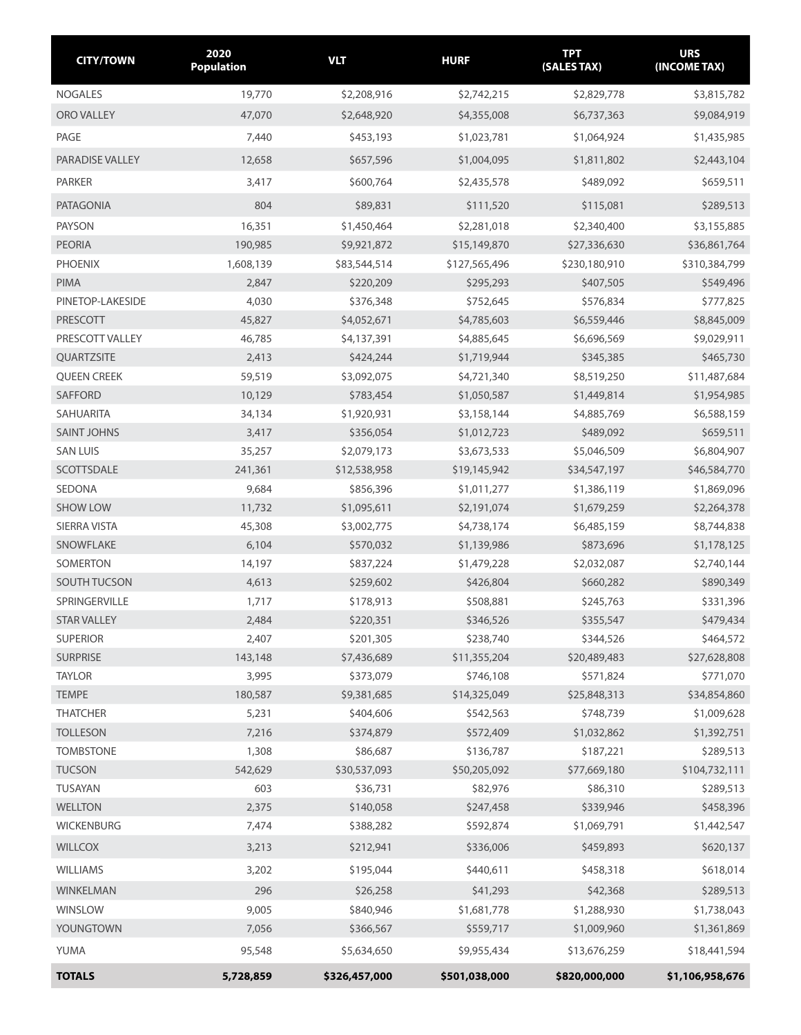| CITY/TOWN | 2020 Population | VLT | HURF | TPT (SALES TAX) | URS (INCOME TAX) |
|---|---|---|---|---|---|
| NOGALES | 19,770 | $2,208,916 | $2,742,215 | $2,829,778 | $3,815,782 |
| ORO VALLEY | 47,070 | $2,648,920 | $4,355,008 | $6,737,363 | $9,084,919 |
| PAGE | 7,440 | $453,193 | $1,023,781 | $1,064,924 | $1,435,985 |
| PARADISE VALLEY | 12,658 | $657,596 | $1,004,095 | $1,811,802 | $2,443,104 |
| PARKER | 3,417 | $600,764 | $2,435,578 | $489,092 | $659,511 |
| PATAGONIA | 804 | $89,831 | $111,520 | $115,081 | $289,513 |
| PAYSON | 16,351 | $1,450,464 | $2,281,018 | $2,340,400 | $3,155,885 |
| PEORIA | 190,985 | $9,921,872 | $15,149,870 | $27,336,630 | $36,861,764 |
| PHOENIX | 1,608,139 | $83,544,514 | $127,565,496 | $230,180,910 | $310,384,799 |
| PIMA | 2,847 | $220,209 | $295,293 | $407,505 | $549,496 |
| PINETOP-LAKESIDE | 4,030 | $376,348 | $752,645 | $576,834 | $777,825 |
| PRESCOTT | 45,827 | $4,052,671 | $4,785,603 | $6,559,446 | $8,845,009 |
| PRESCOTT VALLEY | 46,785 | $4,137,391 | $4,885,645 | $6,696,569 | $9,029,911 |
| QUARTZSITE | 2,413 | $424,244 | $1,719,944 | $345,385 | $465,730 |
| QUEEN CREEK | 59,519 | $3,092,075 | $4,721,340 | $8,519,250 | $11,487,684 |
| SAFFORD | 10,129 | $783,454 | $1,050,587 | $1,449,814 | $1,954,985 |
| SAHUARITA | 34,134 | $1,920,931 | $3,158,144 | $4,885,769 | $6,588,159 |
| SAINT JOHNS | 3,417 | $356,054 | $1,012,723 | $489,092 | $659,511 |
| SAN LUIS | 35,257 | $2,079,173 | $3,673,533 | $5,046,509 | $6,804,907 |
| SCOTTSDALE | 241,361 | $12,538,958 | $19,145,942 | $34,547,197 | $46,584,770 |
| SEDONA | 9,684 | $856,396 | $1,011,277 | $1,386,119 | $1,869,096 |
| SHOW LOW | 11,732 | $1,095,611 | $2,191,074 | $1,679,259 | $2,264,378 |
| SIERRA VISTA | 45,308 | $3,002,775 | $4,738,174 | $6,485,159 | $8,744,838 |
| SNOWFLAKE | 6,104 | $570,032 | $1,139,986 | $873,696 | $1,178,125 |
| SOMERTON | 14,197 | $837,224 | $1,479,228 | $2,032,087 | $2,740,144 |
| SOUTH TUCSON | 4,613 | $259,602 | $426,804 | $660,282 | $890,349 |
| SPRINGERVILLE | 1,717 | $178,913 | $508,881 | $245,763 | $331,396 |
| STAR VALLEY | 2,484 | $220,351 | $346,526 | $355,547 | $479,434 |
| SUPERIOR | 2,407 | $201,305 | $238,740 | $344,526 | $464,572 |
| SURPRISE | 143,148 | $7,436,689 | $11,355,204 | $20,489,483 | $27,628,808 |
| TAYLOR | 3,995 | $373,079 | $746,108 | $571,824 | $771,070 |
| TEMPE | 180,587 | $9,381,685 | $14,325,049 | $25,848,313 | $34,854,860 |
| THATCHER | 5,231 | $404,606 | $542,563 | $748,739 | $1,009,628 |
| TOLLESON | 7,216 | $374,879 | $572,409 | $1,032,862 | $1,392,751 |
| TOMBSTONE | 1,308 | $86,687 | $136,787 | $187,221 | $289,513 |
| TUCSON | 542,629 | $30,537,093 | $50,205,092 | $77,669,180 | $104,732,111 |
| TUSAYAN | 603 | $36,731 | $82,976 | $86,310 | $289,513 |
| WELLTON | 2,375 | $140,058 | $247,458 | $339,946 | $458,396 |
| WICKENBURG | 7,474 | $388,282 | $592,874 | $1,069,791 | $1,442,547 |
| WILLCOX | 3,213 | $212,941 | $336,006 | $459,893 | $620,137 |
| WILLIAMS | 3,202 | $195,044 | $440,611 | $458,318 | $618,014 |
| WINKELMAN | 296 | $26,258 | $41,293 | $42,368 | $289,513 |
| WINSLOW | 9,005 | $840,946 | $1,681,778 | $1,288,930 | $1,738,043 |
| YOUNGTOWN | 7,056 | $366,567 | $559,717 | $1,009,960 | $1,361,869 |
| YUMA | 95,548 | $5,634,650 | $9,955,434 | $13,676,259 | $18,441,594 |
| **TOTALS** | **5,728,859** | **$326,457,000** | **$501,038,000** | **$820,000,000** | **$1,106,958,676** |